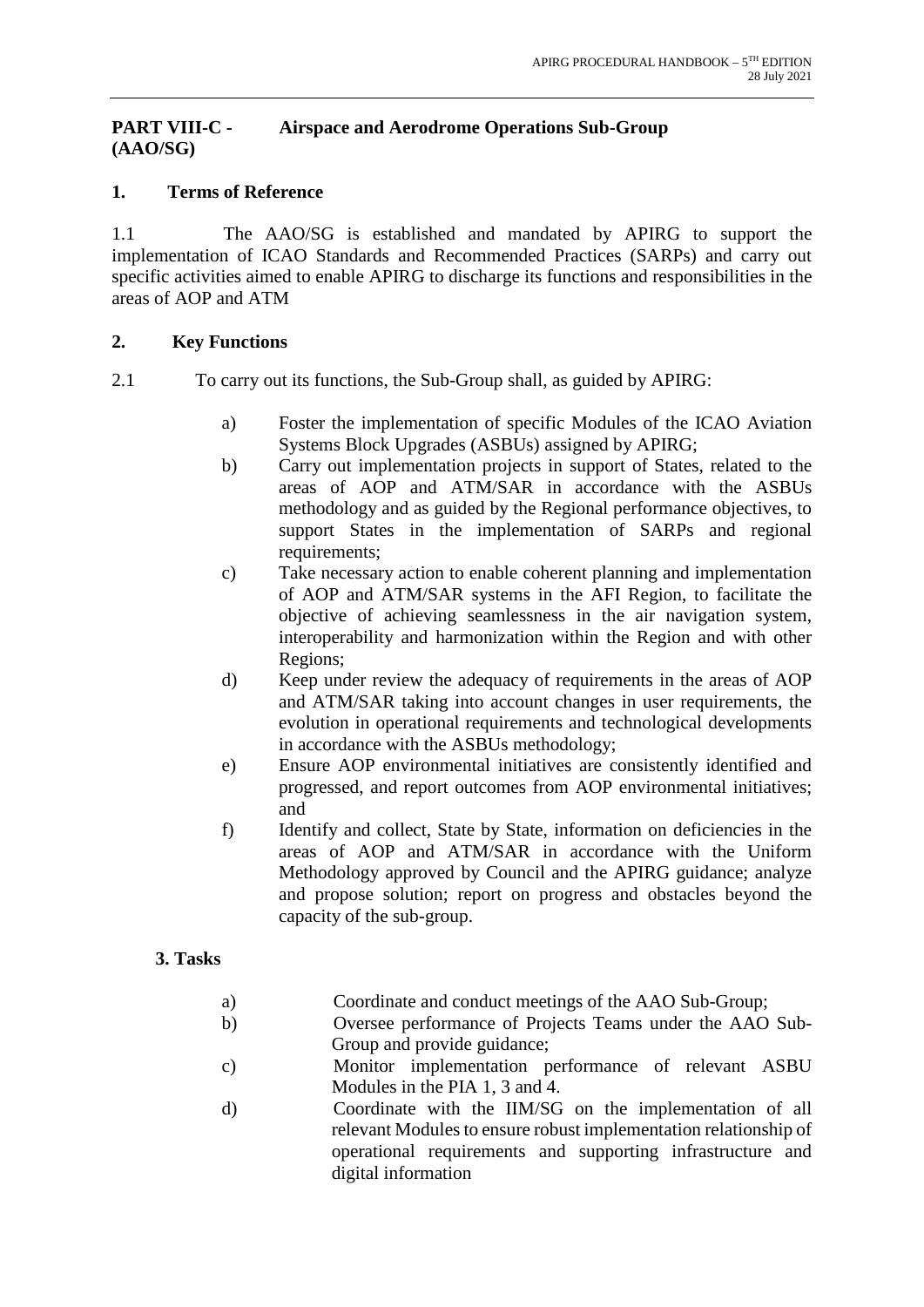# PART VIII-C - (AAO/SG) Airspace and Aerodrome Operations Sub-Group

## 1. Terms of Reference

1.1 The AAO/SG is established and mandated by APIRG to support the implementation of ICAO Standards and Recommended Practices (SARPs) and carry out specific activities aimed to enable APIRG to discharge its functions and responsibilities in the areas of AOP and ATM

## 2. Key Functions

2.1 To carry out its functions, the Sub-Group shall, as guided by APIRG:

a) Foster the implementation of specific Modules of the ICAO Aviation Systems Block Upgrades (ASBUs) assigned by APIRG;

b) Carry out implementation projects in support of States, related to the areas of AOP and ATM/SAR in accordance with the ASBUs methodology and as guided by the Regional performance objectives, to support States in the implementation of SARPs and regional requirements;

c) Take necessary action to enable coherent planning and implementation of AOP and ATM/SAR systems in the AFI Region, to facilitate the objective of achieving seamlessness in the air navigation system, interoperability and harmonization within the Region and with other Regions;

d) Keep under review the adequacy of requirements in the areas of AOP and ATM/SAR taking into account changes in user requirements, the evolution in operational requirements and technological developments in accordance with the ASBUs methodology;

e) Ensure AOP environmental initiatives are consistently identified and progressed, and report outcomes from AOP environmental initiatives; and

f) Identify and collect, State by State, information on deficiencies in the areas of AOP and ATM/SAR in accordance with the Uniform Methodology approved by Council and the APIRG guidance; analyze and propose solution; report on progress and obstacles beyond the capacity of the sub-group.

## 3. Tasks

a) Coordinate and conduct meetings of the AAO Sub-Group;

b) Oversee performance of Projects Teams under the AAO Sub-Group and provide guidance;

c) Monitor implementation performance of relevant ASBU Modules in the PIA 1, 3 and 4.

d) Coordinate with the IIM/SG on the implementation of all relevant Modules to ensure robust implementation relationship of operational requirements and supporting infrastructure and digital information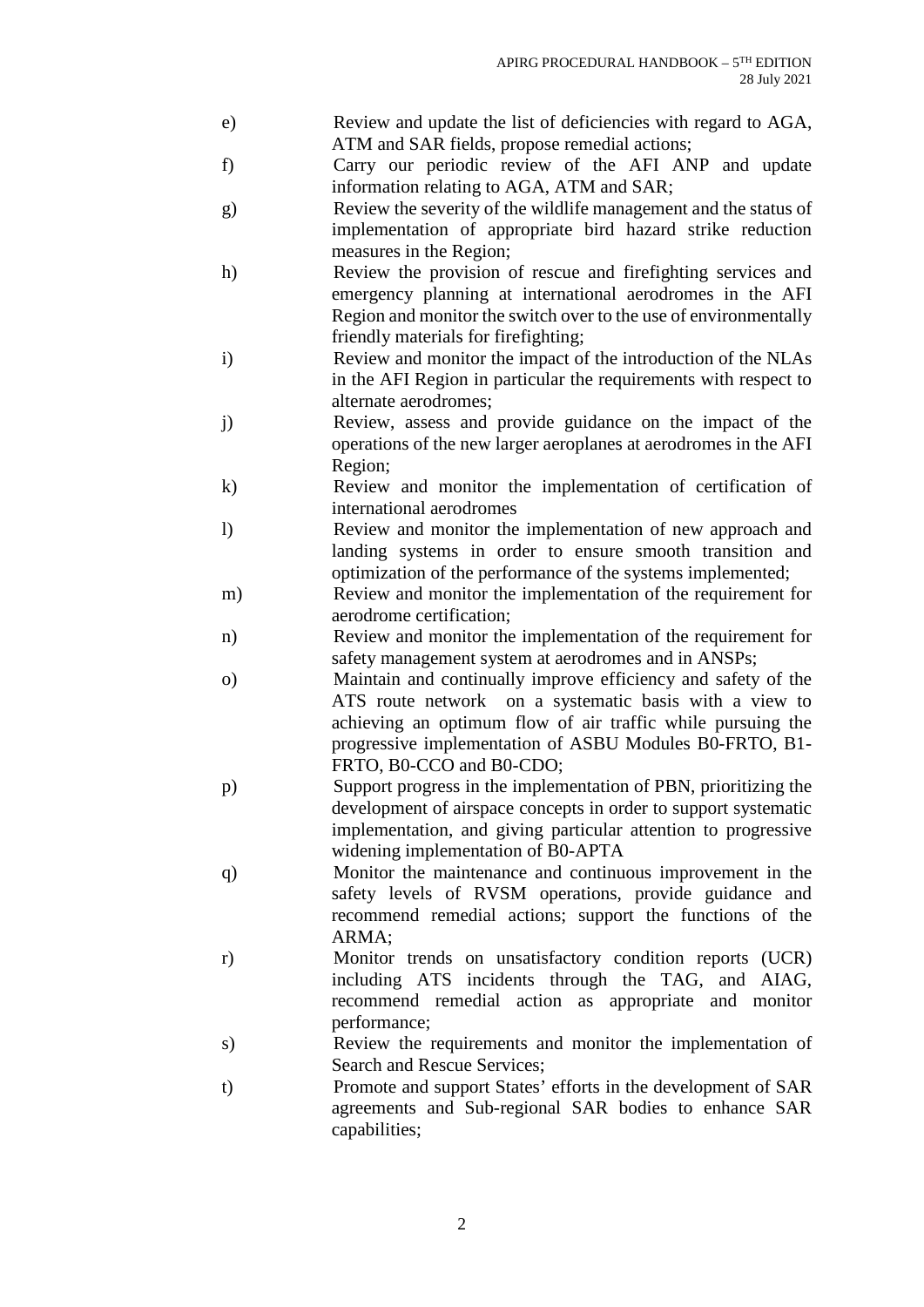e) Review and update the list of deficiencies with regard to AGA, ATM and SAR fields, propose remedial actions;

f) Carry our periodic review of the AFI ANP and update information relating to AGA, ATM and SAR;

g) Review the severity of the wildlife management and the status of implementation of appropriate bird hazard strike reduction measures in the Region;

h) Review the provision of rescue and firefighting services and emergency planning at international aerodromes in the AFI Region and monitor the switch over to the use of environmentally friendly materials for firefighting;

i) Review and monitor the impact of the introduction of the NLAs in the AFI Region in particular the requirements with respect to alternate aerodromes;

j) Review, assess and provide guidance on the impact of the operations of the new larger aeroplanes at aerodromes in the AFI Region;

k) Review and monitor the implementation of certification of international aerodromes

l) Review and monitor the implementation of new approach and landing systems in order to ensure smooth transition and optimization of the performance of the systems implemented;

m) Review and monitor the implementation of the requirement for aerodrome certification;

n) Review and monitor the implementation of the requirement for safety management system at aerodromes and in ANSPs;

o) Maintain and continually improve efficiency and safety of the ATS route network on a systematic basis with a view to achieving an optimum flow of air traffic while pursuing the progressive implementation of ASBU Modules B0-FRTO, B1-FRTO, B0-CCO and B0-CDO;

p) Support progress in the implementation of PBN, prioritizing the development of airspace concepts in order to support systematic implementation, and giving particular attention to progressive widening implementation of B0-APTA

q) Monitor the maintenance and continuous improvement in the safety levels of RVSM operations, provide guidance and recommend remedial actions; support the functions of the ARMA;

r) Monitor trends on unsatisfactory condition reports (UCR) including ATS incidents through the TAG, and AIAG, recommend remedial action as appropriate and monitor performance;

s) Review the requirements and monitor the implementation of Search and Rescue Services;

t) Promote and support States' efforts in the development of SAR agreements and Sub-regional SAR bodies to enhance SAR capabilities;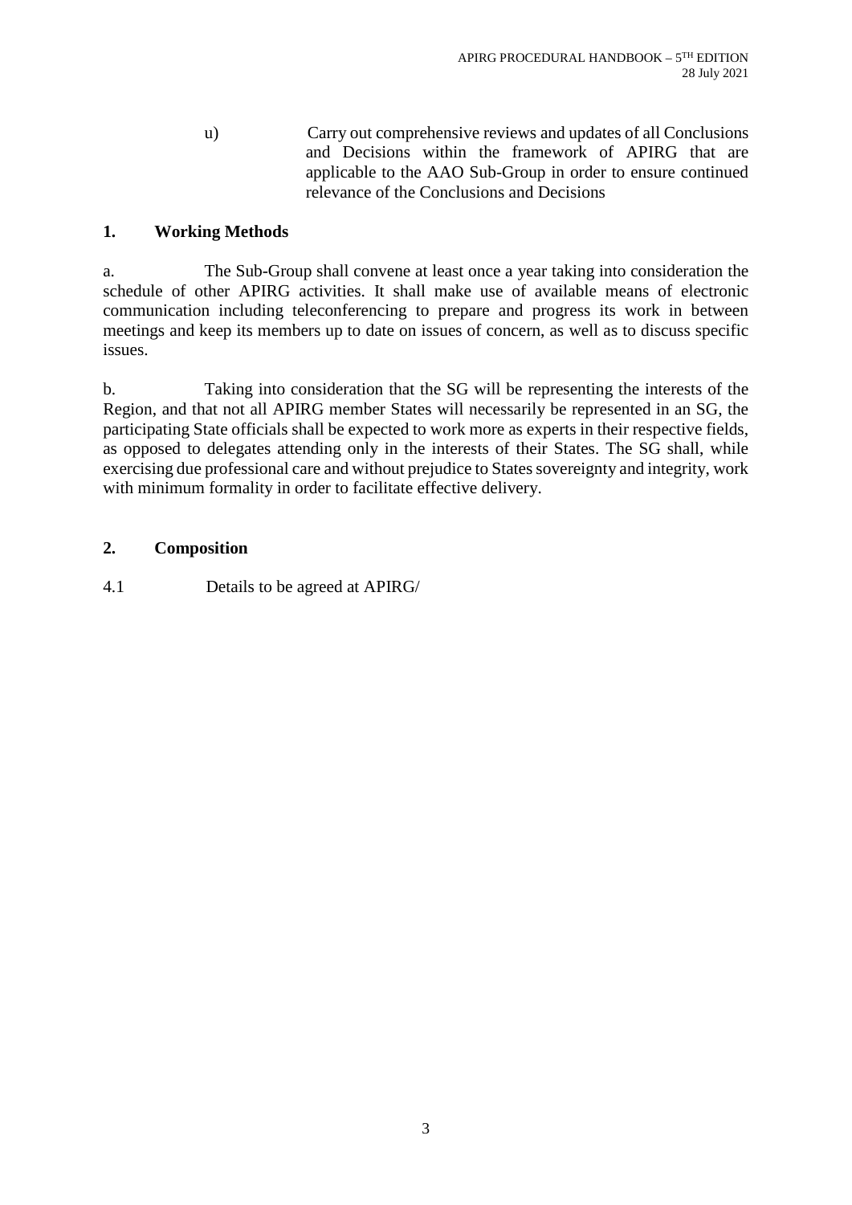u) Carry out comprehensive reviews and updates of all Conclusions and Decisions within the framework of APIRG that are applicable to the AAO Sub-Group in order to ensure continued relevance of the Conclusions and Decisions

## 1. Working Methods

a. The Sub-Group shall convene at least once a year taking into consideration the schedule of other APIRG activities. It shall make use of available means of electronic communication including teleconferencing to prepare and progress its work in between meetings and keep its members up to date on issues of concern, as well as to discuss specific issues.

b. Taking into consideration that the SG will be representing the interests of the Region, and that not all APIRG member States will necessarily be represented in an SG, the participating State officials shall be expected to work more as experts in their respective fields, as opposed to delegates attending only in the interests of their States. The SG shall, while exercising due professional care and without prejudice to States sovereignty and integrity, work with minimum formality in order to facilitate effective delivery.

## 2. Composition

4.1 Details to be agreed at APIRG/